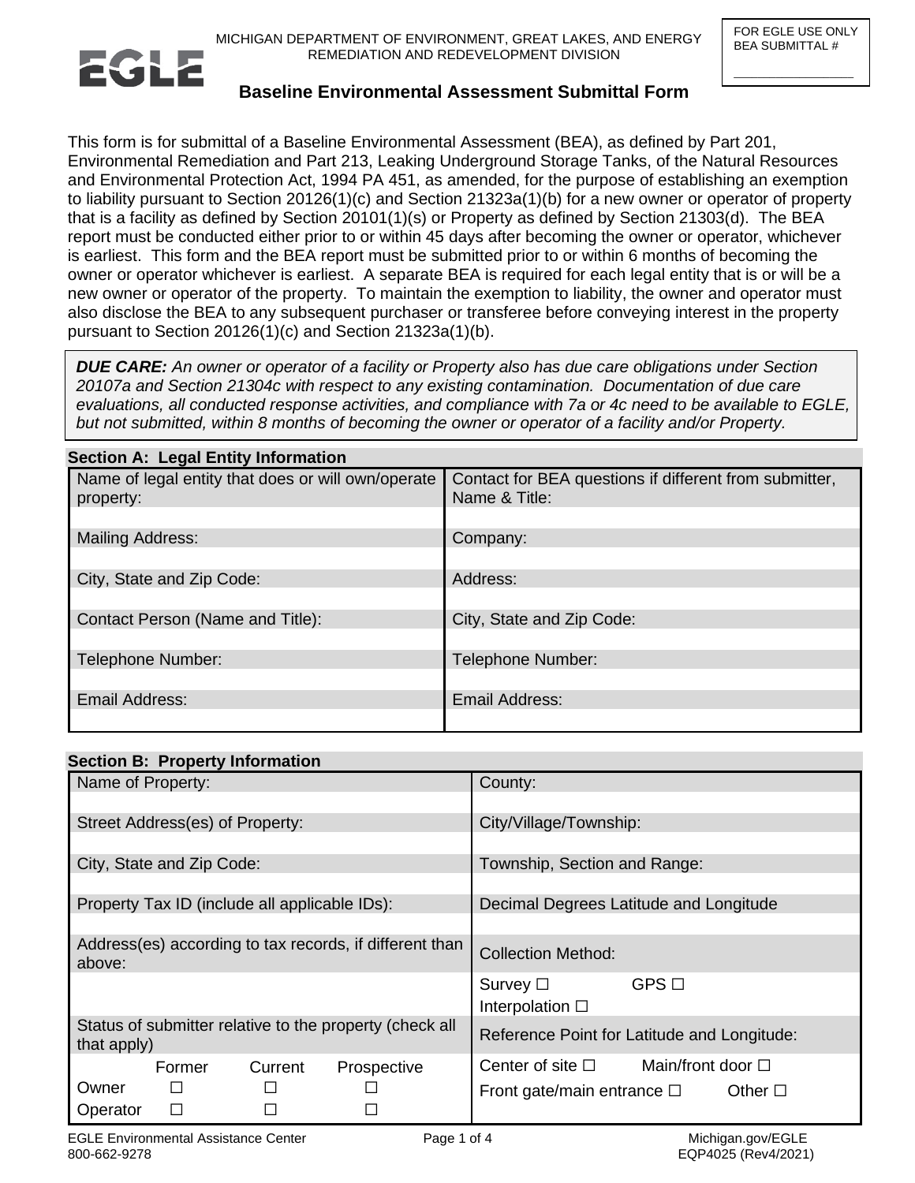MICHIGAN DEPARTMENT OF ENVIRONMENT, GREAT LAKES, AND ENERGY
REMEDIATION AND REDEVELOPMENT DIVISION

FOR EGLE USE ONLY
BEA SUBMITTAL # ______________

# Baseline Environmental Assessment Submittal Form

This form is for submittal of a Baseline Environmental Assessment (BEA), as defined by Part 201, Environmental Remediation and Part 213, Leaking Underground Storage Tanks, of the Natural Resources and Environmental Protection Act, 1994 PA 451, as amended, for the purpose of establishing an exemption to liability pursuant to Section 20126(1)(c) and Section 21323a(1)(b) for a new owner or operator of property that is a facility as defined by Section 20101(1)(s) or Property as defined by Section 21303(d). The BEA report must be conducted either prior to or within 45 days after becoming the owner or operator, whichever is earliest. This form and the BEA report must be submitted prior to or within 6 months of becoming the owner or operator whichever is earliest. A separate BEA is required for each legal entity that is or will be a new owner or operator of the property. To maintain the exemption to liability, the owner and operator must also disclose the BEA to any subsequent purchaser or transferee before conveying interest in the property pursuant to Section 20126(1)(c) and Section 21323a(1)(b).

***DUE CARE:*** *An owner or operator of a facility or Property also has due care obligations under Section 20107a and Section 21304c with respect to any existing contamination. Documentation of due care evaluations, all conducted response activities, and compliance with 7a or 4c need to be available to EGLE, but not submitted, within 8 months of becoming the owner or operator of a facility and/or Property.*

## Section A: Legal Entity Information

| Name of legal entity that does or will own/operate property: | Contact for BEA questions if different from submitter, Name & Title: |
|---|---|
| | |
| Mailing Address: | Company: |
| | |
| City, State and Zip Code: | Address: |
| | |
| Contact Person (Name and Title): | City, State and Zip Code: |
| | |
| Telephone Number: | Telephone Number: |
| | |
| Email Address: | Email Address: |
| | |

## Section B: Property Information

| Name of Property: | County: |
|---|---|
| | |
| Street Address(es) of Property: | City/Village/Township: |
| | |
| City, State and Zip Code: | Township, Section and Range: |
| | |
| Property Tax ID (include all applicable IDs): | Decimal Degrees Latitude and Longitude |
| | |
| Address(es) according to tax records, if different than above: | Collection Method: |
| | Survey ☐ GPS ☐ Interpolation ☐ |
| Status of submitter relative to the property (check all that apply) | Reference Point for Latitude and Longitude: |
| Former / Current / Prospective<br>Owner ☐ ☐ ☐<br>Operator ☐ ☐ ☐ | Center of site ☐ Main/front door ☐<br>Front gate/main entrance ☐ Other ☐ |

EGLE Environmental Assistance Center
800-662-9278
Michigan.gov/EGLE
EQP4025 (Rev4/2021)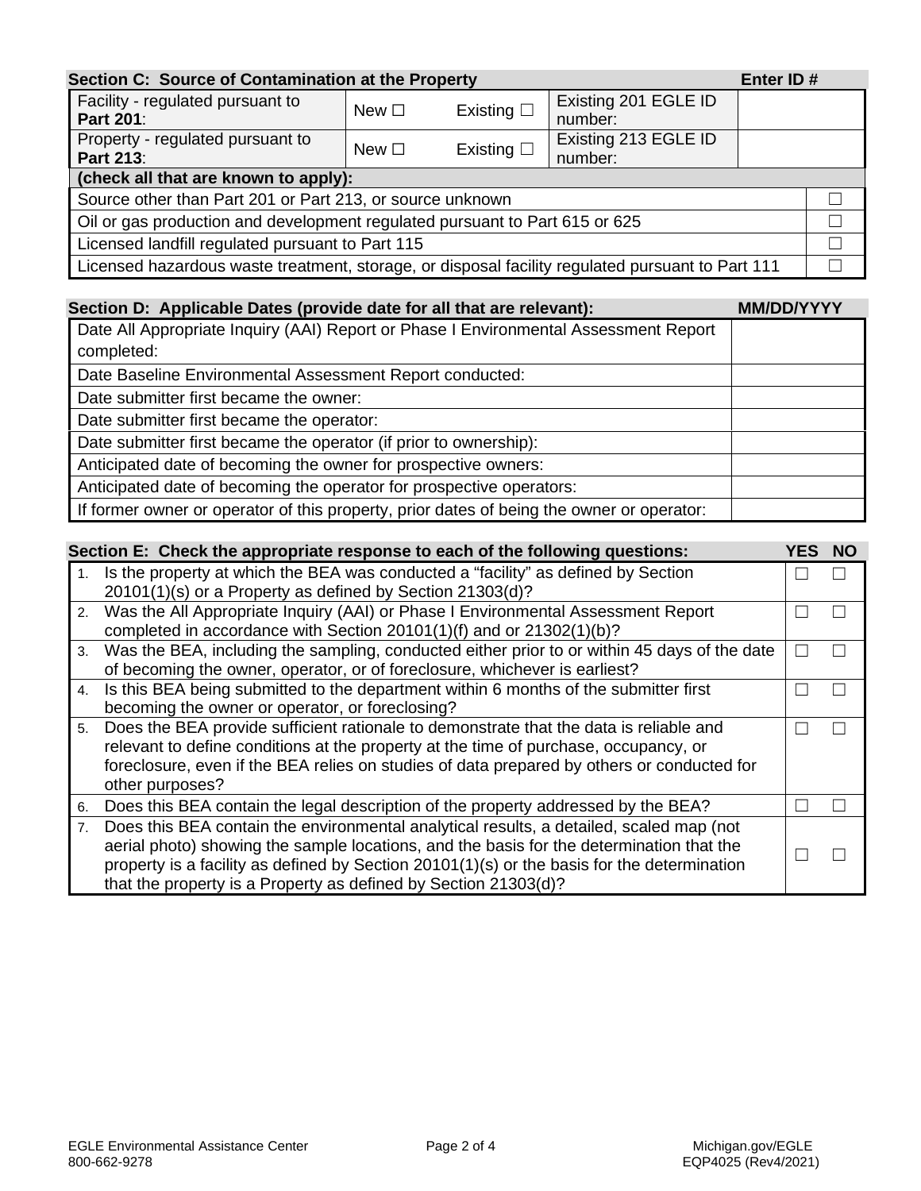## Section C: Source of Contamination at the Property

| Section C: Source of Contamination at the Property | | | | Enter ID # |
|---|---|---|---|---|
| Facility - regulated pursuant to **Part 201**: | New ☐ | Existing ☐ | Existing 201 EGLE ID number: | |
| Property - regulated pursuant to **Part 213**: | New ☐ | Existing ☐ | Existing 213 EGLE ID number: | |

| **(check all that are known to apply):** | |
|---|---|
| Source other than Part 201 or Part 213, or source unknown | ☐ |
| Oil or gas production and development regulated pursuant to Part 615 or 625 | ☐ |
| Licensed landfill regulated pursuant to Part 115 | ☐ |
| Licensed hazardous waste treatment, storage, or disposal facility regulated pursuant to Part 111 | ☐ |

## Section D: Applicable Dates (provide date for all that are relevant):

| Section D: Applicable Dates (provide date for all that are relevant): | MM/DD/YYYY |
|---|---|
| Date All Appropriate Inquiry (AAI) Report or Phase I Environmental Assessment Report completed: | |
| Date Baseline Environmental Assessment Report conducted: | |
| Date submitter first became the owner: | |
| Date submitter first became the operator: | |
| Date submitter first became the operator (if prior to ownership): | |
| Anticipated date of becoming the owner for prospective owners: | |
| Anticipated date of becoming the operator for prospective operators: | |
| If former owner or operator of this property, prior dates of being the owner or operator: | |

## Section E: Check the appropriate response to each of the following questions:

| Section E: Check the appropriate response to each of the following questions: | YES | NO |
|---|---|---|
| 1. Is the property at which the BEA was conducted a "facility" as defined by Section 20101(1)(s) or a Property as defined by Section 21303(d)? | ☐ | ☐ |
| 2. Was the All Appropriate Inquiry (AAI) or Phase I Environmental Assessment Report completed in accordance with Section 20101(1)(f) and or 21302(1)(b)? | ☐ | ☐ |
| 3. Was the BEA, including the sampling, conducted either prior to or within 45 days of the date of becoming the owner, operator, or of foreclosure, whichever is earliest? | ☐ | ☐ |
| 4. Is this BEA being submitted to the department within 6 months of the submitter first becoming the owner or operator, or foreclosing? | ☐ | ☐ |
| 5. Does the BEA provide sufficient rationale to demonstrate that the data is reliable and relevant to define conditions at the property at the time of purchase, occupancy, or foreclosure, even if the BEA relies on studies of data prepared by others or conducted for other purposes? | ☐ | ☐ |
| 6. Does this BEA contain the legal description of the property addressed by the BEA? | ☐ | ☐ |
| 7. Does this BEA contain the environmental analytical results, a detailed, scaled map (not aerial photo) showing the sample locations, and the basis for the determination that the property is a facility as defined by Section 20101(1)(s) or the basis for the determination that the property is a Property as defined by Section 21303(d)? | ☐ | ☐ |

EGLE Environmental Assistance Center
800-662-9278

Michigan.gov/EGLE
EQP4025 (Rev4/2021)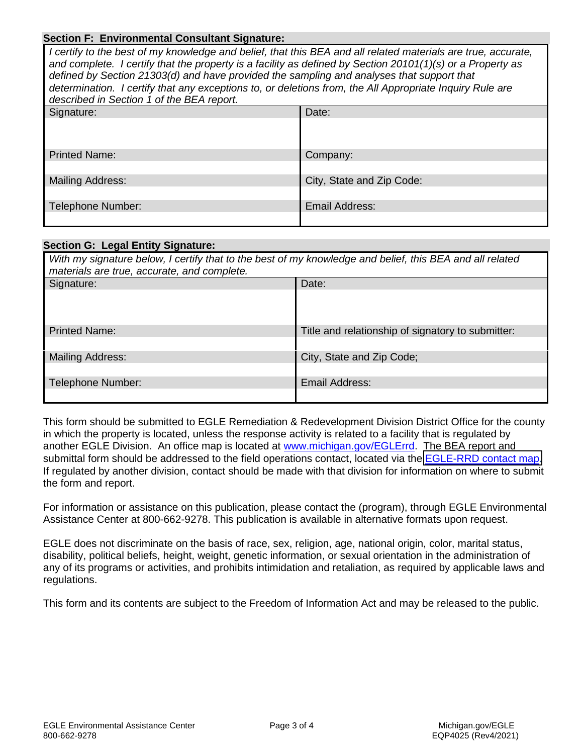**Section F: Environmental Consultant Signature:**

*I certify to the best of my knowledge and belief, that this BEA and all related materials are true, accurate, and complete. I certify that the property is a facility as defined by Section 20101(1)(s) or a Property as defined by Section 21303(d) and have provided the sampling and analyses that support that determination. I certify that any exceptions to, or deletions from, the All Appropriate Inquiry Rule are described in Section 1 of the BEA report.*

| Signature: | Date: |
| --- | --- |
| | |
| Printed Name: | Company: |
| | |
| Mailing Address: | City, State and Zip Code: |
| | |
| Telephone Number: | Email Address: |
| | |

**Section G: Legal Entity Signature:**

*With my signature below, I certify that to the best of my knowledge and belief, this BEA and all related materials are true, accurate, and complete.*

| Signature: | Date: |
| --- | --- |
| | |
| Printed Name: | Title and relationship of signatory to submitter: |
| | |
| Mailing Address: | City, State and Zip Code; |
| | |
| Telephone Number: | Email Address: |
| | |

This form should be submitted to EGLE Remediation & Redevelopment Division District Office for the county in which the property is located, unless the response activity is related to a facility that is regulated by another EGLE Division. An office map is located at www.michigan.gov/EGLErrd. The BEA report and submittal form should be addressed to the field operations contact, located via the EGLE-RRD contact map. If regulated by another division, contact should be made with that division for information on where to submit the form and report.

For information or assistance on this publication, please contact the (program), through EGLE Environmental Assistance Center at 800-662-9278. This publication is available in alternative formats upon request.

EGLE does not discriminate on the basis of race, sex, religion, age, national origin, color, marital status, disability, political beliefs, height, weight, genetic information, or sexual orientation in the administration of any of its programs or activities, and prohibits intimidation and retaliation, as required by applicable laws and regulations.

This form and its contents are subject to the Freedom of Information Act and may be released to the public.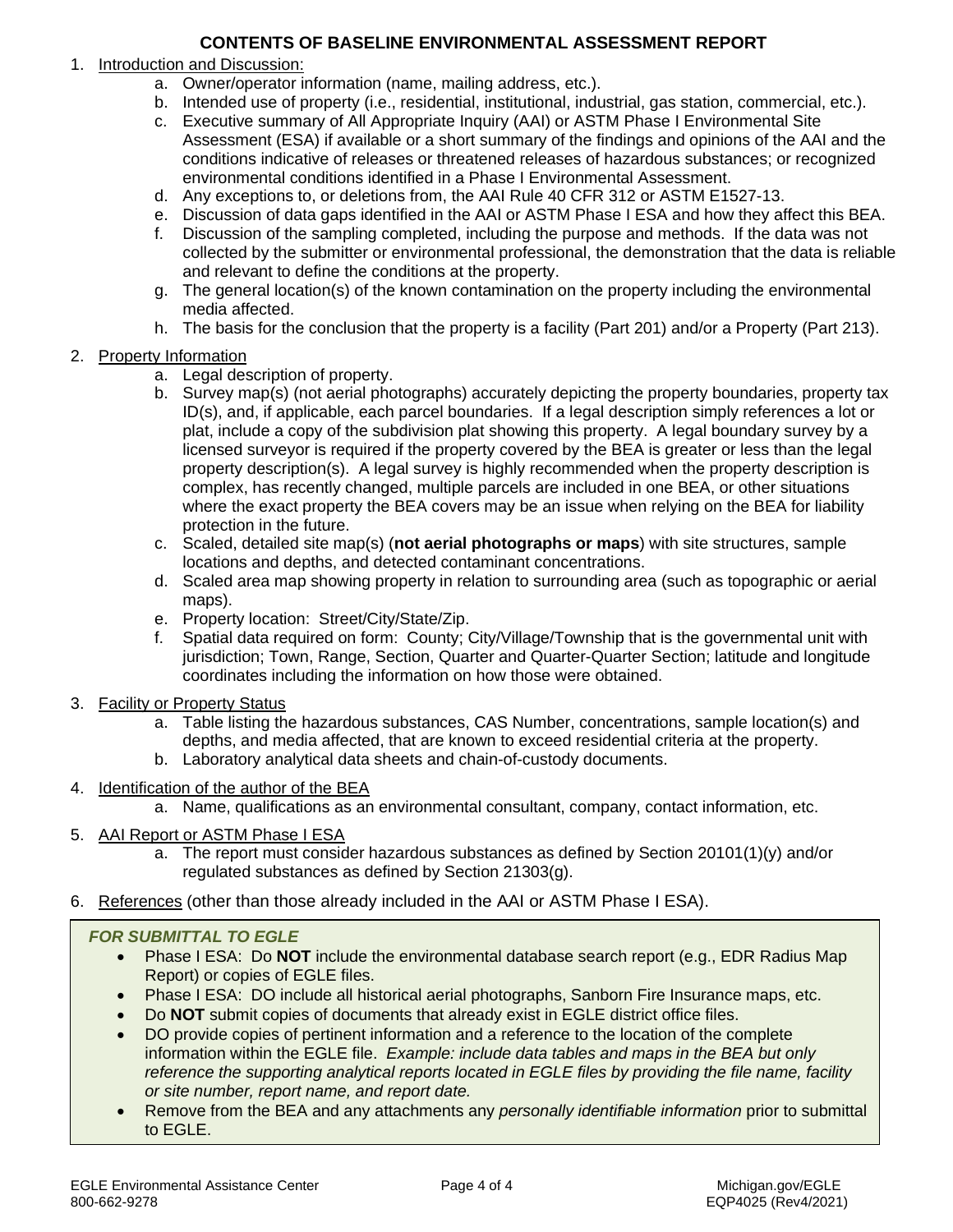# CONTENTS OF BASELINE ENVIRONMENTAL ASSESSMENT REPORT

1. Introduction and Discussion:
    a. Owner/operator information (name, mailing address, etc.).
    b. Intended use of property (i.e., residential, institutional, industrial, gas station, commercial, etc.).
    c. Executive summary of All Appropriate Inquiry (AAI) or ASTM Phase I Environmental Site Assessment (ESA) if available or a short summary of the findings and opinions of the AAI and the conditions indicative of releases or threatened releases of hazardous substances; or recognized environmental conditions identified in a Phase I Environmental Assessment.
    d. Any exceptions to, or deletions from, the AAI Rule 40 CFR 312 or ASTM E1527-13.
    e. Discussion of data gaps identified in the AAI or ASTM Phase I ESA and how they affect this BEA.
    f. Discussion of the sampling completed, including the purpose and methods. If the data was not collected by the submitter or environmental professional, the demonstration that the data is reliable and relevant to define the conditions at the property.
    g. The general location(s) of the known contamination on the property including the environmental media affected.
    h. The basis for the conclusion that the property is a facility (Part 201) and/or a Property (Part 213).

2. Property Information
    a. Legal description of property.
    b. Survey map(s) (not aerial photographs) accurately depicting the property boundaries, property tax ID(s), and, if applicable, each parcel boundaries. If a legal description simply references a lot or plat, include a copy of the subdivision plat showing this property. A legal boundary survey by a licensed surveyor is required if the property covered by the BEA is greater or less than the legal property description(s). A legal survey is highly recommended when the property description is complex, has recently changed, multiple parcels are included in one BEA, or other situations where the exact property the BEA covers may be an issue when relying on the BEA for liability protection in the future.
    c. Scaled, detailed site map(s) (**not aerial photographs or maps**) with site structures, sample locations and depths, and detected contaminant concentrations.
    d. Scaled area map showing property in relation to surrounding area (such as topographic or aerial maps).
    e. Property location: Street/City/State/Zip.
    f. Spatial data required on form: County; City/Village/Township that is the governmental unit with jurisdiction; Town, Range, Section, Quarter and Quarter-Quarter Section; latitude and longitude coordinates including the information on how those were obtained.

3. Facility or Property Status
    a. Table listing the hazardous substances, CAS Number, concentrations, sample location(s) and depths, and media affected, that are known to exceed residential criteria at the property.
    b. Laboratory analytical data sheets and chain-of-custody documents.

4. Identification of the author of the BEA
    a. Name, qualifications as an environmental consultant, company, contact information, etc.

5. AAI Report or ASTM Phase I ESA
    a. The report must consider hazardous substances as defined by Section 20101(1)(y) and/or regulated substances as defined by Section 21303(g).

6. References (other than those already included in the AAI or ASTM Phase I ESA).

***FOR SUBMITTAL TO EGLE***

- Phase I ESA: Do **NOT** include the environmental database search report (e.g., EDR Radius Map Report) or copies of EGLE files.
- Phase I ESA: DO include all historical aerial photographs, Sanborn Fire Insurance maps, etc.
- Do **NOT** submit copies of documents that already exist in EGLE district office files.
- DO provide copies of pertinent information and a reference to the location of the complete information within the EGLE file. *Example: include data tables and maps in the BEA but only reference the supporting analytical reports located in EGLE files by providing the file name, facility or site number, report name, and report date.*
- Remove from the BEA and any attachments any *personally identifiable information* prior to submittal to EGLE.